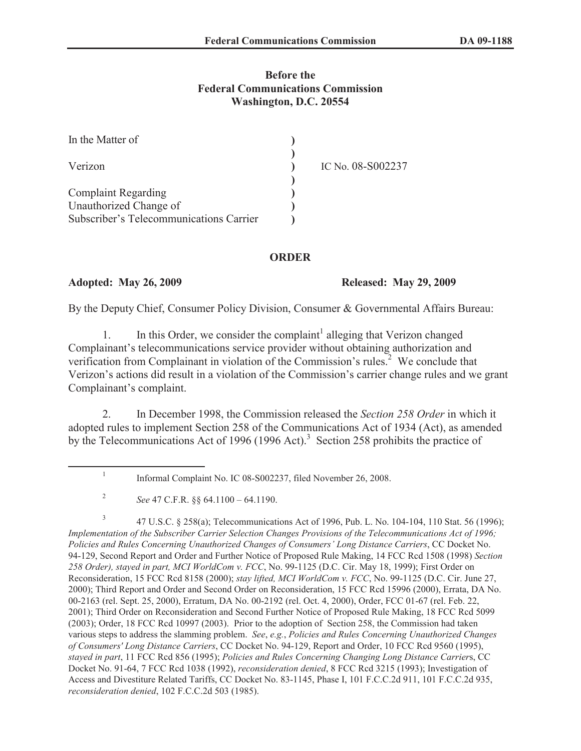**Before the**
**Federal Communications Commission**
**Washington, D.C. 20554**

| | | |
|---|---|---|
| In the Matter of | ) | |
| | ) | |
| Verizon | ) | IC No. 08-S002237 |
| | ) | |
| Complaint Regarding | ) | |
| Unauthorized Change of | ) | |
| Subscriber's Telecommunications Carrier | ) | |

## ORDER

**Adopted: May 26, 2009** **Released: May 29, 2009**

By the Deputy Chief, Consumer Policy Division, Consumer & Governmental Affairs Bureau:

1. In this Order, we consider the complaint[1] alleging that Verizon changed Complainant's telecommunications service provider without obtaining authorization and verification from Complainant in violation of the Commission's rules.[2] We conclude that Verizon's actions did result in a violation of the Commission's carrier change rules and we grant Complainant's complaint.

2. In December 1998, the Commission released the *Section 258 Order* in which it adopted rules to implement Section 258 of the Communications Act of 1934 (Act), as amended by the Telecommunications Act of 1996 (1996 Act).[3] Section 258 prohibits the practice of

---

[1] Informal Complaint No. IC 08-S002237, filed November 26, 2008.

[2] *See* 47 C.F.R. §§ 64.1100 – 64.1190.

[3] 47 U.S.C. § 258(a); Telecommunications Act of 1996, Pub. L. No. 104-104, 110 Stat. 56 (1996); *Implementation of the Subscriber Carrier Selection Changes Provisions of the Telecommunications Act of 1996; Policies and Rules Concerning Unauthorized Changes of Consumers' Long Distance Carriers*, CC Docket No. 94-129, Second Report and Order and Further Notice of Proposed Rule Making, 14 FCC Rcd 1508 (1998) *Section 258 Order), stayed in part, MCI WorldCom v. FCC*, No. 99-1125 (D.C. Cir. May 18, 1999); First Order on Reconsideration, 15 FCC Rcd 8158 (2000); *stay lifted, MCI WorldCom v. FCC*, No. 99-1125 (D.C. Cir. June 27, 2000); Third Report and Order and Second Order on Reconsideration, 15 FCC Rcd 15996 (2000), Errata, DA No. 00-2163 (rel. Sept. 25, 2000), Erratum, DA No. 00-2192 (rel. Oct. 4, 2000), Order, FCC 01-67 (rel. Feb. 22, 2001); Third Order on Reconsideration and Second Further Notice of Proposed Rule Making, 18 FCC Rcd 5099 (2003); Order, 18 FCC Rcd 10997 (2003). Prior to the adoption of Section 258, the Commission had taken various steps to address the slamming problem. *See*, *e.g.*, *Policies and Rules Concerning Unauthorized Changes of Consumers' Long Distance Carriers*, CC Docket No. 94-129, Report and Order, 10 FCC Rcd 9560 (1995), *stayed in part*, 11 FCC Rcd 856 (1995); *Policies and Rules Concerning Changing Long Distance Carrier*s, CC Docket No. 91-64, 7 FCC Rcd 1038 (1992), *reconsideration denied*, 8 FCC Rcd 3215 (1993); Investigation of Access and Divestiture Related Tariffs, CC Docket No. 83-1145, Phase I, 101 F.C.C.2d 911, 101 F.C.C.2d 935, *reconsideration denied*, 102 F.C.C.2d 503 (1985).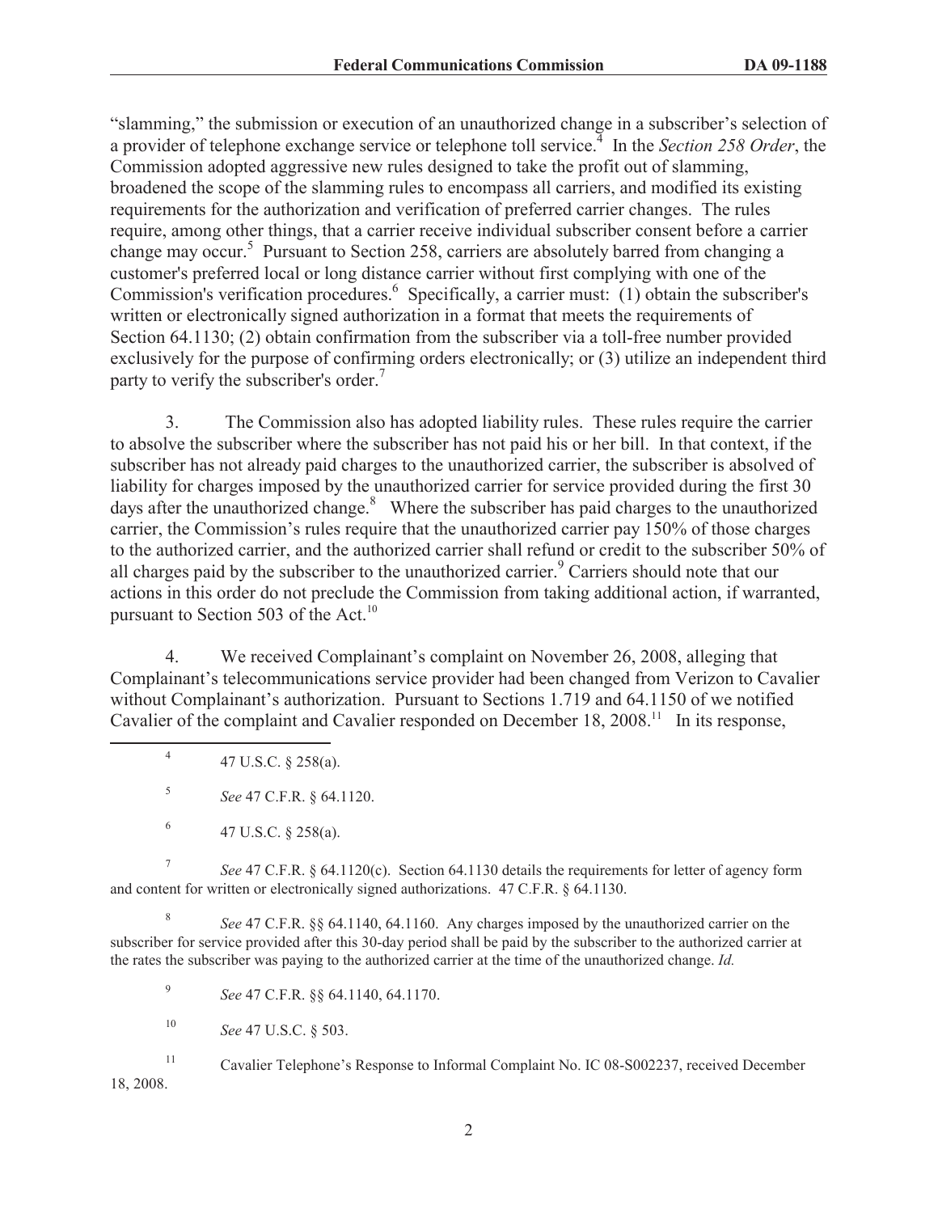"slamming," the submission or execution of an unauthorized change in a subscriber's selection of a provider of telephone exchange service or telephone toll service.[4] In the *Section 258 Order*, the Commission adopted aggressive new rules designed to take the profit out of slamming, broadened the scope of the slamming rules to encompass all carriers, and modified its existing requirements for the authorization and verification of preferred carrier changes. The rules require, among other things, that a carrier receive individual subscriber consent before a carrier change may occur.[5] Pursuant to Section 258, carriers are absolutely barred from changing a customer's preferred local or long distance carrier without first complying with one of the Commission's verification procedures.[6] Specifically, a carrier must: (1) obtain the subscriber's written or electronically signed authorization in a format that meets the requirements of Section 64.1130; (2) obtain confirmation from the subscriber via a toll-free number provided exclusively for the purpose of confirming orders electronically; or (3) utilize an independent third party to verify the subscriber's order.[7]

3. The Commission also has adopted liability rules. These rules require the carrier to absolve the subscriber where the subscriber has not paid his or her bill. In that context, if the subscriber has not already paid charges to the unauthorized carrier, the subscriber is absolved of liability for charges imposed by the unauthorized carrier for service provided during the first 30 days after the unauthorized change.[8] Where the subscriber has paid charges to the unauthorized carrier, the Commission's rules require that the unauthorized carrier pay 150% of those charges to the authorized carrier, and the authorized carrier shall refund or credit to the subscriber 50% of all charges paid by the subscriber to the unauthorized carrier.[9] Carriers should note that our actions in this order do not preclude the Commission from taking additional action, if warranted, pursuant to Section 503 of the Act.[10]

4. We received Complainant's complaint on November 26, 2008, alleging that Complainant's telecommunications service provider had been changed from Verizon to Cavalier without Complainant's authorization. Pursuant to Sections 1.719 and 64.1150 of we notified Cavalier of the complaint and Cavalier responded on December 18, 2008.[11] In its response,

---

[4] 47 U.S.C. § 258(a).

[5] *See* 47 C.F.R. § 64.1120.

[6] 47 U.S.C. § 258(a).

[7] *See* 47 C.F.R. § 64.1120(c). Section 64.1130 details the requirements for letter of agency form and content for written or electronically signed authorizations. 47 C.F.R. § 64.1130.

[8] *See* 47 C.F.R. §§ 64.1140, 64.1160. Any charges imposed by the unauthorized carrier on the subscriber for service provided after this 30-day period shall be paid by the subscriber to the authorized carrier at the rates the subscriber was paying to the authorized carrier at the time of the unauthorized change. *Id.*

[9] *See* 47 C.F.R. §§ 64.1140, 64.1170.

[10] *See* 47 U.S.C. § 503.

[11] Cavalier Telephone's Response to Informal Complaint No. IC 08-S002237, received December 18, 2008.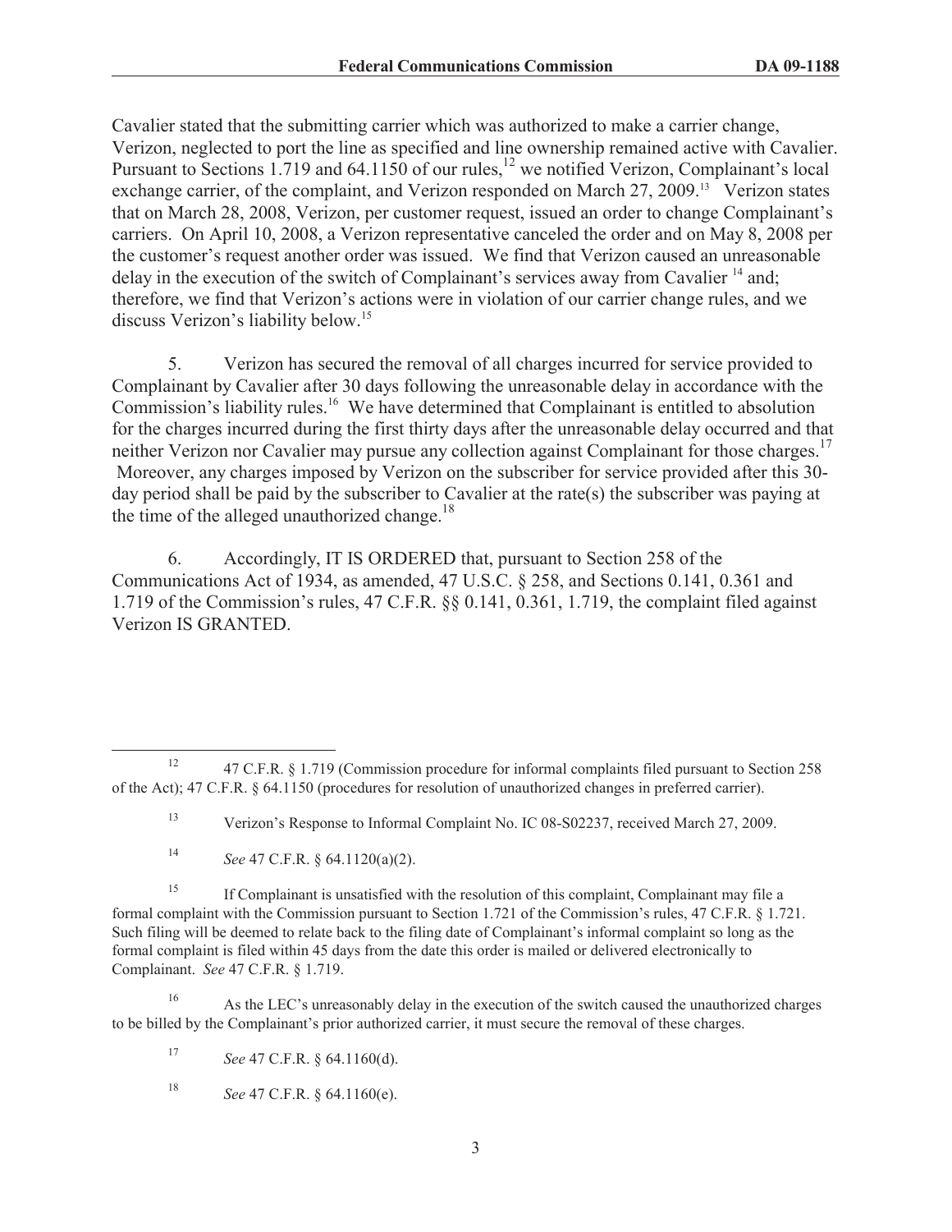Cavalier stated that the submitting carrier which was authorized to make a carrier change, Verizon, neglected to port the line as specified and line ownership remained active with Cavalier. Pursuant to Sections 1.719 and 64.1150 of our rules,[12] we notified Verizon, Complainant's local exchange carrier, of the complaint, and Verizon responded on March 27, 2009.[13] Verizon states that on March 28, 2008, Verizon, per customer request, issued an order to change Complainant's carriers. On April 10, 2008, a Verizon representative canceled the order and on May 8, 2008 per the customer's request another order was issued. We find that Verizon caused an unreasonable delay in the execution of the switch of Complainant's services away from Cavalier [14] and; therefore, we find that Verizon's actions were in violation of our carrier change rules, and we discuss Verizon's liability below.[15]

5. Verizon has secured the removal of all charges incurred for service provided to Complainant by Cavalier after 30 days following the unreasonable delay in accordance with the Commission's liability rules.[16] We have determined that Complainant is entitled to absolution for the charges incurred during the first thirty days after the unreasonable delay occurred and that neither Verizon nor Cavalier may pursue any collection against Complainant for those charges.[17] Moreover, any charges imposed by Verizon on the subscriber for service provided after this 30-day period shall be paid by the subscriber to Cavalier at the rate(s) the subscriber was paying at the time of the alleged unauthorized change.[18]

6. Accordingly, IT IS ORDERED that, pursuant to Section 258 of the Communications Act of 1934, as amended, 47 U.S.C. § 258, and Sections 0.141, 0.361 and 1.719 of the Commission's rules, 47 C.F.R. §§ 0.141, 0.361, 1.719, the complaint filed against Verizon IS GRANTED.

---

[12] 47 C.F.R. § 1.719 (Commission procedure for informal complaints filed pursuant to Section 258 of the Act); 47 C.F.R. § 64.1150 (procedures for resolution of unauthorized changes in preferred carrier).

[13] Verizon's Response to Informal Complaint No. IC 08-S02237, received March 27, 2009.

[14] *See* 47 C.F.R. § 64.1120(a)(2).

[15] If Complainant is unsatisfied with the resolution of this complaint, Complainant may file a formal complaint with the Commission pursuant to Section 1.721 of the Commission's rules, 47 C.F.R. § 1.721. Such filing will be deemed to relate back to the filing date of Complainant's informal complaint so long as the formal complaint is filed within 45 days from the date this order is mailed or delivered electronically to Complainant. *See* 47 C.F.R. § 1.719.

[16] As the LEC's unreasonably delay in the execution of the switch caused the unauthorized charges to be billed by the Complainant's prior authorized carrier, it must secure the removal of these charges.

[17] *See* 47 C.F.R. § 64.1160(d).

[18] *See* 47 C.F.R. § 64.1160(e).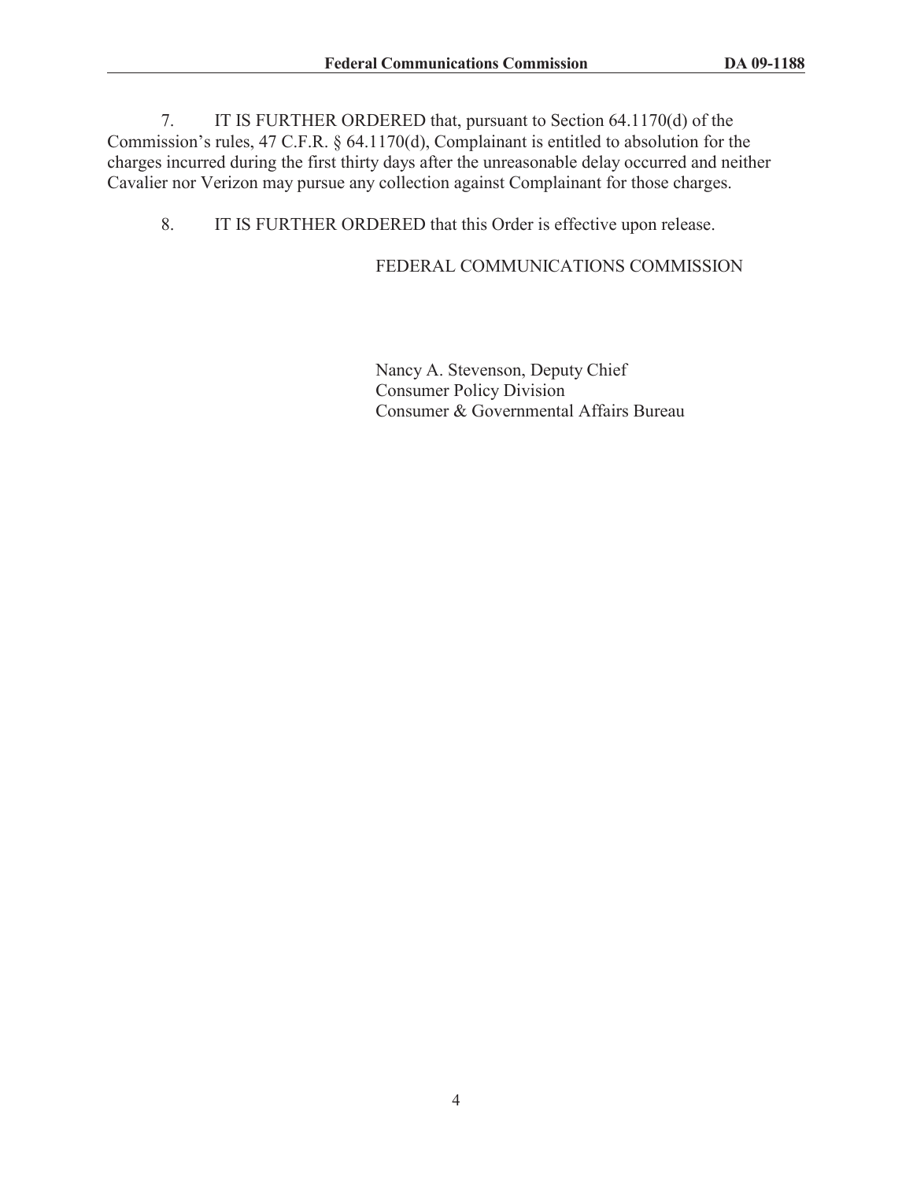7. IT IS FURTHER ORDERED that, pursuant to Section 64.1170(d) of the Commission's rules, 47 C.F.R. § 64.1170(d), Complainant is entitled to absolution for the charges incurred during the first thirty days after the unreasonable delay occurred and neither Cavalier nor Verizon may pursue any collection against Complainant for those charges.

8. IT IS FURTHER ORDERED that this Order is effective upon release.

FEDERAL COMMUNICATIONS COMMISSION

Nancy A. Stevenson, Deputy Chief
Consumer Policy Division
Consumer & Governmental Affairs Bureau